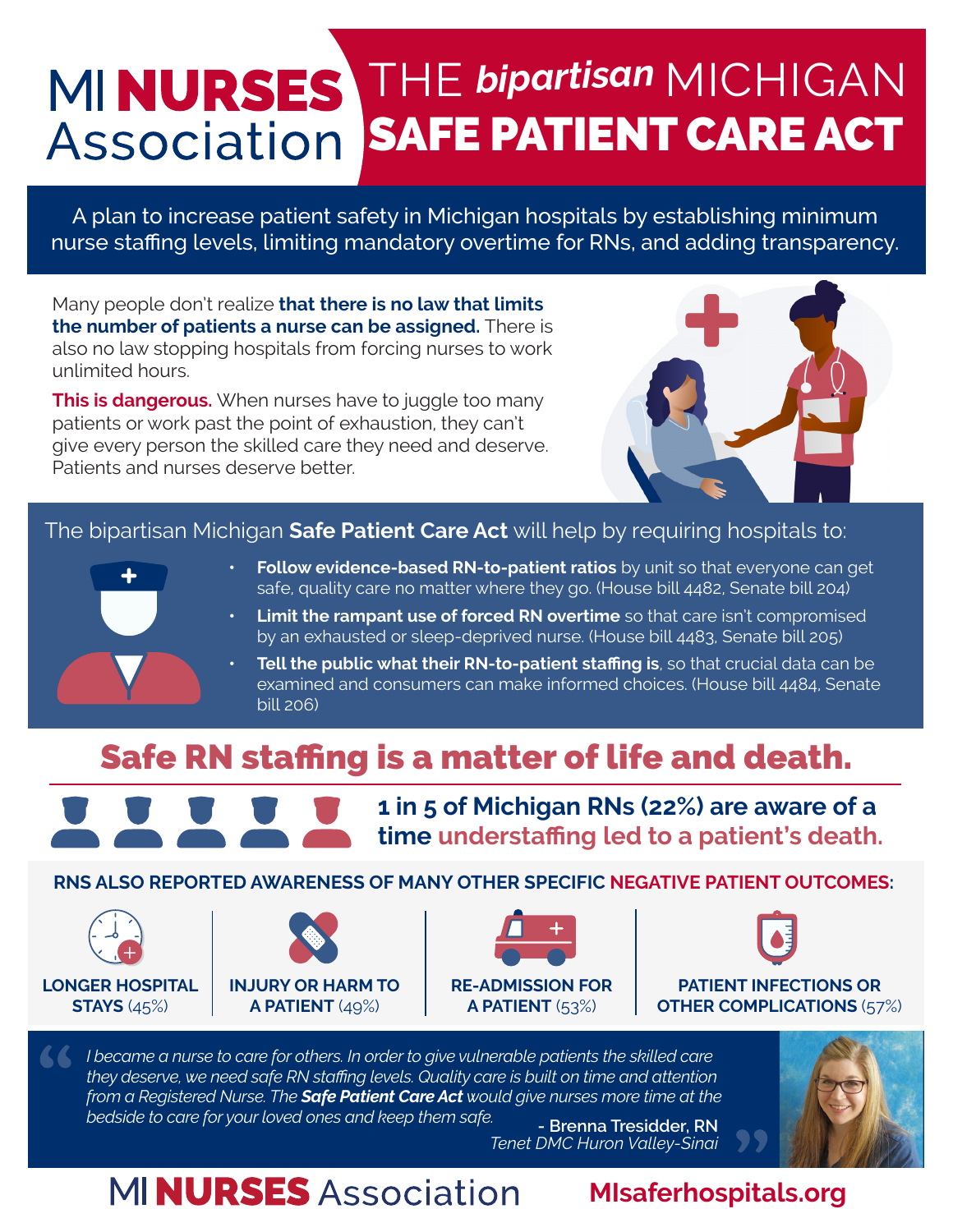# MI NURSES Association

# THE *bipartisan* MICHIGAN SAFE PATIENT CARE ACT

A plan to increase patient safety in Michigan hospitals by establishing minimum nurse staffing levels, limiting mandatory overtime for RNs, and adding transparency.

Many people don't realize **that there is no law that limits the number of patients a nurse can be assigned.** There is also no law stopping hospitals from forcing nurses to work unlimited hours.

**This is dangerous.** When nurses have to juggle too many patients or work past the point of exhaustion, they can't give every person the skilled care they need and deserve. Patients and nurses deserve better.

The bipartisan Michigan **Safe Patient Care Act** will help by requiring hospitals to:

- **Follow evidence-based RN-to-patient ratios** by unit so that everyone can get safe, quality care no matter where they go. (House bill 4482, Senate bill 204)
- **Limit the rampant use of forced RN overtime** so that care isn't compromised by an exhausted or sleep-deprived nurse. (House bill 4483, Senate bill 205)
- **Tell the public what their RN-to-patient staffing is**, so that crucial data can be examined and consumers can make informed choices. (House bill 4484, Senate bill 206)

## Safe RN staffing is a matter of life and death.

**1 in 5 of Michigan RNs (22%) are aware of a time understaffing led to a patient's death.**

**RNS ALSO REPORTED AWARENESS OF MANY OTHER SPECIFIC NEGATIVE PATIENT OUTCOMES:**

- **LONGER HOSPITAL STAYS** (45%)
- **INJURY OR HARM TO A PATIENT** (49%)
- **RE-ADMISSION FOR A PATIENT** (53%)
- **PATIENT INFECTIONS OR OTHER COMPLICATIONS** (57%)

> *I became a nurse to care for others. In order to give vulnerable patients the skilled care they deserve, we need safe RN staffing levels. Quality care is built on time and attention from a Registered Nurse. The* ***Safe Patient Care Act*** *would give nurses more time at the bedside to care for your loved ones and keep them safe.*
>
> \- **Brenna Tresidder, RN**
> *Tenet DMC Huron Valley-Sinai*

MI NURSES Association

**MIsaferhospitals.org**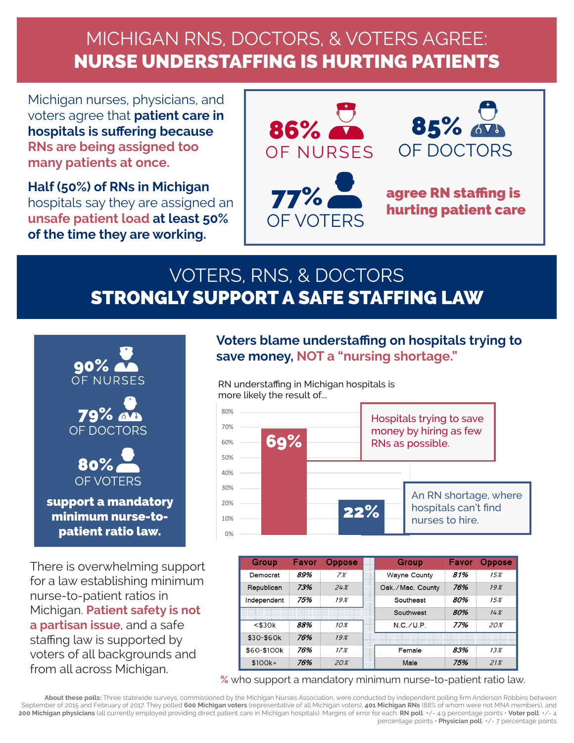# MICHIGAN RNS, DOCTORS, & VOTERS AGREE: NURSE UNDERSTAFFING IS HURTING PATIENTS

Michigan nurses, physicians, and voters agree that **patient care in hospitals is suffering because RNs are being assigned too many patients at once.**

**Half (50%) of RNs in Michigan** hospitals say they are assigned an **unsafe patient load at least 50% of the time they are working.**

**86%** OF NURSES

**85%** OF DOCTORS

**77%** OF VOTERS

**agree RN staffing is hurting patient care**

# VOTERS, RNS, & DOCTORS STRONGLY SUPPORT A SAFE STAFFING LAW

**90%** OF NURSES

**79%** OF DOCTORS

**80%** OF VOTERS

**support a mandatory minimum nurse-to-patient ratio law.**

There is overwhelming support for a law establishing minimum nurse-to-patient ratios in Michigan. **Patient safety is not a partisan issue**, and a safe staffing law is supported by voters of all backgrounds and from all across Michigan.

## Voters blame understaffing on hospitals trying to save money, NOT a "nursing shortage."

RN understaffing in Michigan hospitals is more likely the result of...

| Response | % |
|---|---|
| Hospitals trying to save money by hiring as few RNs as possible. | 69% |
| An RN shortage, where hospitals can't find nurses to hire. | 22% |

| Group | Favor | Oppose | Group | Favor | Oppose |
|---|---|---|---|---|---|
| Democrat | 89% | 7% | Wayne County | 81% | 15% |
| Republican | 73% | 24% | Oak./Mac. County | 76% | 19% |
| Independent | 75% | 19% | Southeast | 80% | 15% |
| | | | Southwest | 80% | 14% |
| <$30k | 88% | 10% | N.C./U.P. | 77% | 20% |
| $30-$60k | 76% | 19% | | | |
| $60-$100k | 76% | 17% | Female | 83% | 13% |
| $100k+ | 76% | 20% | Male | 75% | 21% |

% who support a mandatory minimum nurse-to-patient ratio law.

**About these polls:** Three statewide surveys, commissioned by the Michigan Nurses Association, were conducted by independent polling firm Anderson Robbins between September of 2015 and February of 2017. They polled **600 Michigan voters** (representative of all Michigan voters), **401 Michigan RNs** (88% of whom were not MNA members), and **200 Michigan physicians** (all currently employed providing direct patient care in Michigan hospitals). Margins of error for each: **RN poll**: +/- 4.9 percentage points • **Voter poll**: +/- 4 percentage points • **Physician poll**: +/- 7 percentage points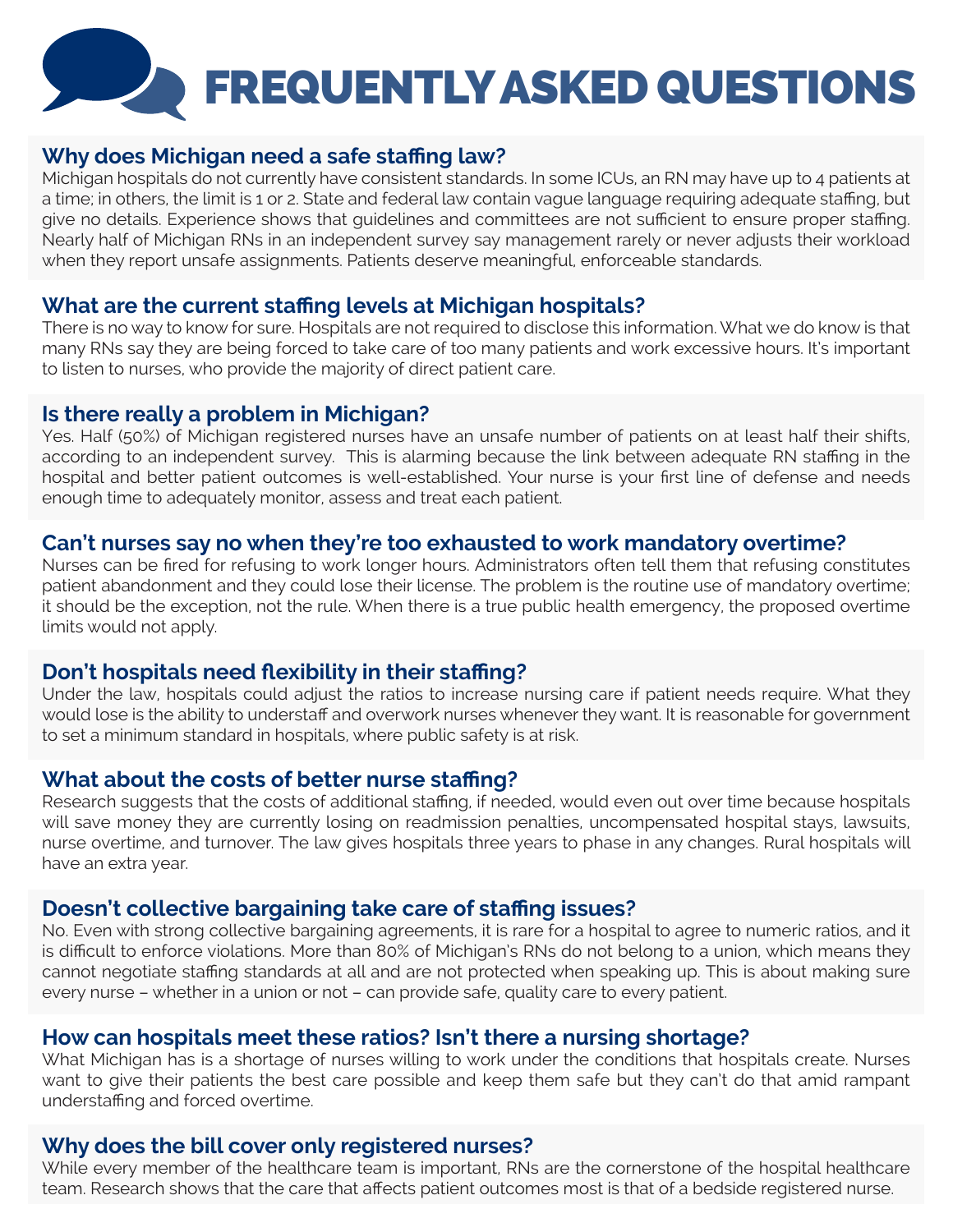# FREQUENTLY ASKED QUESTIONS

## Why does Michigan need a safe staffing law?

Michigan hospitals do not currently have consistent standards. In some ICUs, an RN may have up to 4 patients at a time; in others, the limit is 1 or 2. State and federal law contain vague language requiring adequate staffing, but give no details. Experience shows that guidelines and committees are not sufficient to ensure proper staffing. Nearly half of Michigan RNs in an independent survey say management rarely or never adjusts their workload when they report unsafe assignments. Patients deserve meaningful, enforceable standards.

## What are the current staffing levels at Michigan hospitals?

There is no way to know for sure. Hospitals are not required to disclose this information. What we do know is that many RNs say they are being forced to take care of too many patients and work excessive hours. It's important to listen to nurses, who provide the majority of direct patient care.

## Is there really a problem in Michigan?

Yes. Half (50%) of Michigan registered nurses have an unsafe number of patients on at least half their shifts, according to an independent survey. This is alarming because the link between adequate RN staffing in the hospital and better patient outcomes is well-established. Your nurse is your first line of defense and needs enough time to adequately monitor, assess and treat each patient.

## Can't nurses say no when they're too exhausted to work mandatory overtime?

Nurses can be fired for refusing to work longer hours. Administrators often tell them that refusing constitutes patient abandonment and they could lose their license. The problem is the routine use of mandatory overtime; it should be the exception, not the rule. When there is a true public health emergency, the proposed overtime limits would not apply.

## Don't hospitals need flexibility in their staffing?

Under the law, hospitals could adjust the ratios to increase nursing care if patient needs require. What they would lose is the ability to understaff and overwork nurses whenever they want. It is reasonable for government to set a minimum standard in hospitals, where public safety is at risk.

## What about the costs of better nurse staffing?

Research suggests that the costs of additional staffing, if needed, would even out over time because hospitals will save money they are currently losing on readmission penalties, uncompensated hospital stays, lawsuits, nurse overtime, and turnover. The law gives hospitals three years to phase in any changes. Rural hospitals will have an extra year.

## Doesn't collective bargaining take care of staffing issues?

No. Even with strong collective bargaining agreements, it is rare for a hospital to agree to numeric ratios, and it is difficult to enforce violations. More than 80% of Michigan's RNs do not belong to a union, which means they cannot negotiate staffing standards at all and are not protected when speaking up. This is about making sure every nurse – whether in a union or not – can provide safe, quality care to every patient.

## How can hospitals meet these ratios? Isn't there a nursing shortage?

What Michigan has is a shortage of nurses willing to work under the conditions that hospitals create. Nurses want to give their patients the best care possible and keep them safe but they can't do that amid rampant understaffing and forced overtime.

## Why does the bill cover only registered nurses?

While every member of the healthcare team is important, RNs are the cornerstone of the hospital healthcare team. Research shows that the care that affects patient outcomes most is that of a bedside registered nurse.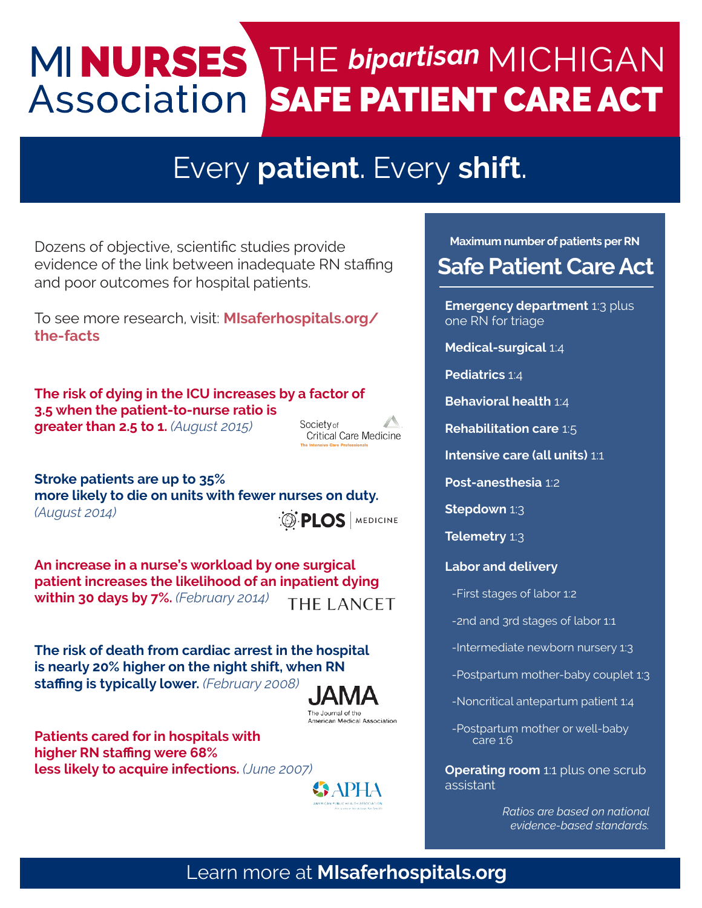# MI NURSES Association

# THE *bipartisan* MICHIGAN SAFE PATIENT CARE ACT

## Every **patient**. Every **shift**.

Dozens of objective, scientific studies provide evidence of the link between inadequate RN staffing and poor outcomes for hospital patients.

To see more research, visit: **MIsaferhospitals.org/the-facts**

**The risk of dying in the ICU increases by a factor of 3.5 when the patient-to-nurse ratio is greater than 2.5 to 1.** *(August 2015)*

Society of Critical Care Medicine
The Intensive Care Professionals

**Stroke patients are up to 35% more likely to die on units with fewer nurses on duty.** *(August 2014)*

PLOS | MEDICINE

**An increase in a nurse's workload by one surgical patient increases the likelihood of an inpatient dying within 30 days by 7%.** *(February 2014)*

THE LANCET

**The risk of death from cardiac arrest in the hospital is nearly 20% higher on the night shift, when RN staffing is typically lower.** *(February 2008)*

JAMA
The Journal of the American Medical Association

**Patients cared for in hospitals with higher RN staffing were 68% less likely to acquire infections.** *(June 2007)*

APHA
American Public Health Association

**Maximum number of patients per RN**

## Safe Patient Care Act

**Emergency department** 1:3 plus one RN for triage

**Medical-surgical** 1:4

**Pediatrics** 1:4

**Behavioral health** 1:4

**Rehabilitation care** 1:5

**Intensive care (all units)** 1:1

**Post-anesthesia** 1:2

**Stepdown** 1:3

**Telemetry** 1:3

**Labor and delivery**

- First stages of labor 1:2
- 2nd and 3rd stages of labor 1:1
- Intermediate newborn nursery 1:3
- Postpartum mother-baby couplet 1:3
- Noncritical antepartum patient 1:4
- Postpartum mother or well-baby care 1:6

**Operating room** 1:1 plus one scrub assistant

*Ratios are based on national evidence-based standards.*

Learn more at **MIsaferhospitals.org**